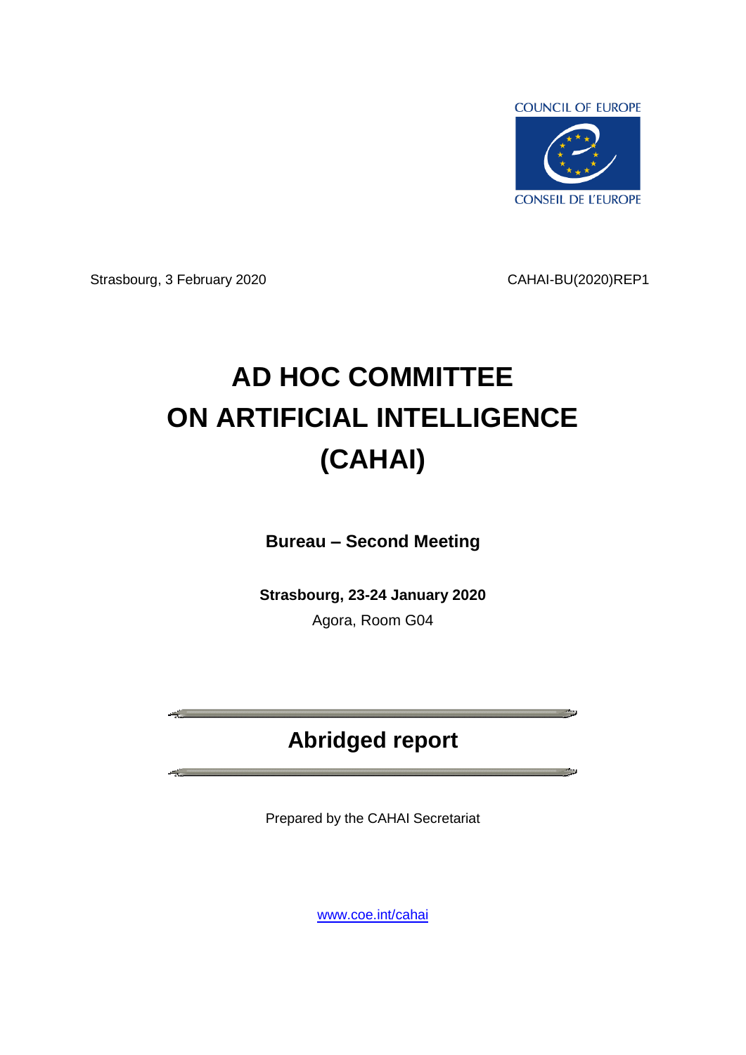COUNCIL OF EUROPE

CONSEIL DE L'EUROPE

Strasbourg, 3 February 2020

CAHAI-BU(2020)REP1

# AD HOC COMMITTEE ON ARTIFICIAL INTELLIGENCE (CAHAI)

**Bureau – Second Meeting**

**Strasbourg, 23-24 January 2020**

Agora, Room G04

## Abridged report

Prepared by the CAHAI Secretariat

www.coe.int/cahai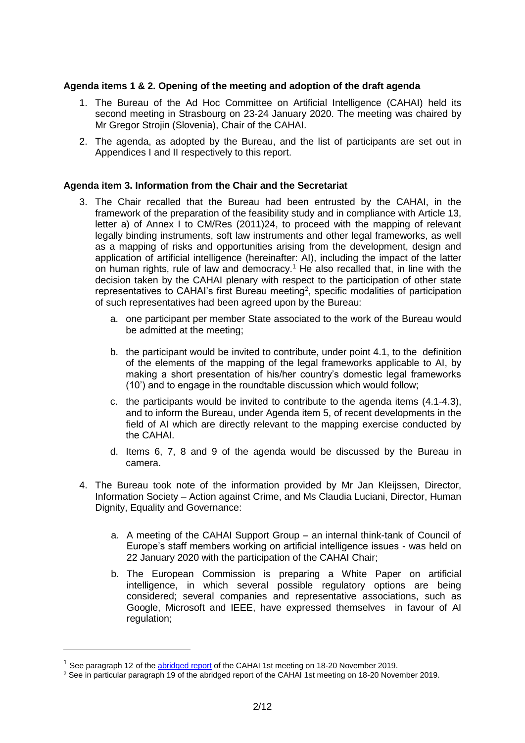**Agenda items 1 & 2. Opening of the meeting and adoption of the draft agenda**

1. The Bureau of the Ad Hoc Committee on Artificial Intelligence (CAHAI) held its second meeting in Strasbourg on 23-24 January 2020. The meeting was chaired by Mr Gregor Strojin (Slovenia), Chair of the CAHAI.

2. The agenda, as adopted by the Bureau, and the list of participants are set out in Appendices I and II respectively to this report.

**Agenda item 3. Information from the Chair and the Secretariat**

3. The Chair recalled that the Bureau had been entrusted by the CAHAI, in the framework of the preparation of the feasibility study and in compliance with Article 13, letter a) of Annex I to CM/Res (2011)24, to proceed with the mapping of relevant legally binding instruments, soft law instruments and other legal frameworks, as well as a mapping of risks and opportunities arising from the development, design and application of artificial intelligence (hereinafter: AI), including the impact of the latter on human rights, rule of law and democracy.[1] He also recalled that, in line with the decision taken by the CAHAI plenary with respect to the participation of other state representatives to CAHAI's first Bureau meeting[2], specific modalities of participation of such representatives had been agreed upon by the Bureau:

    a. one participant per member State associated to the work of the Bureau would be admitted at the meeting;

    b. the participant would be invited to contribute, under point 4.1, to the definition of the elements of the mapping of the legal frameworks applicable to AI, by making a short presentation of his/her country's domestic legal frameworks (10') and to engage in the roundtable discussion which would follow;

    c. the participants would be invited to contribute to the agenda items (4.1-4.3), and to inform the Bureau, under Agenda item 5, of recent developments in the field of AI which are directly relevant to the mapping exercise conducted by the CAHAI.

    d. Items 6, 7, 8 and 9 of the agenda would be discussed by the Bureau in camera.

4. The Bureau took note of the information provided by Mr Jan Kleijssen, Director, Information Society – Action against Crime, and Ms Claudia Luciani, Director, Human Dignity, Equality and Governance:

    a. A meeting of the CAHAI Support Group – an internal think-tank of Council of Europe's staff members working on artificial intelligence issues - was held on 22 January 2020 with the participation of the CAHAI Chair;

    b. The European Commission is preparing a White Paper on artificial intelligence, in which several possible regulatory options are being considered; several companies and representative associations, such as Google, Microsoft and IEEE, have expressed themselves in favour of AI regulation;

---

[1] See paragraph 12 of the abridged report of the CAHAI 1st meeting on 18-20 November 2019.

[2] See in particular paragraph 19 of the abridged report of the CAHAI 1st meeting on 18-20 November 2019.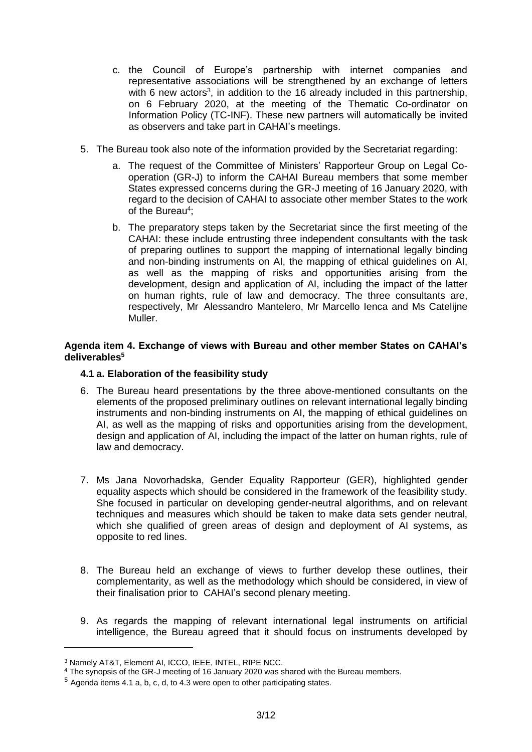c. the Council of Europe's partnership with internet companies and representative associations will be strengthened by an exchange of letters with 6 new actors[3], in addition to the 16 already included in this partnership, on 6 February 2020, at the meeting of the Thematic Co-ordinator on Information Policy (TC-INF). These new partners will automatically be invited as observers and take part in CAHAI's meetings.

5. The Bureau took also note of the information provided by the Secretariat regarding:

   a. The request of the Committee of Ministers' Rapporteur Group on Legal Co-operation (GR-J) to inform the CAHAI Bureau members that some member States expressed concerns during the GR-J meeting of 16 January 2020, with regard to the decision of CAHAI to associate other member States to the work of the Bureau[4];

   b. The preparatory steps taken by the Secretariat since the first meeting of the CAHAI: these include entrusting three independent consultants with the task of preparing outlines to support the mapping of international legally binding and non-binding instruments on AI, the mapping of ethical guidelines on AI, as well as the mapping of risks and opportunities arising from the development, design and application of AI, including the impact of the latter on human rights, rule of law and democracy. The three consultants are, respectively, Mr Alessandro Mantelero, Mr Marcello Ienca and Ms Catelijne Muller.

**Agenda item 4. Exchange of views with Bureau and other member States on CAHAI's deliverables[5]**

**4.1 a. Elaboration of the feasibility study**

6. The Bureau heard presentations by the three above-mentioned consultants on the elements of the proposed preliminary outlines on relevant international legally binding instruments and non-binding instruments on AI, the mapping of ethical guidelines on AI, as well as the mapping of risks and opportunities arising from the development, design and application of AI, including the impact of the latter on human rights, rule of law and democracy.

7. Ms Jana Novorhadska, Gender Equality Rapporteur (GER), highlighted gender equality aspects which should be considered in the framework of the feasibility study. She focused in particular on developing gender-neutral algorithms, and on relevant techniques and measures which should be taken to make data sets gender neutral, which she qualified of green areas of design and deployment of AI systems, as opposite to red lines.

8. The Bureau held an exchange of views to further develop these outlines, their complementarity, as well as the methodology which should be considered, in view of their finalisation prior to CAHAI's second plenary meeting.

9. As regards the mapping of relevant international legal instruments on artificial intelligence, the Bureau agreed that it should focus on instruments developed by

---

[3] Namely AT&T, Element AI, ICCO, IEEE, INTEL, RIPE NCC.

[4] The synopsis of the GR-J meeting of 16 January 2020 was shared with the Bureau members.

[5] Agenda items 4.1 a, b, c, d, to 4.3 were open to other participating states.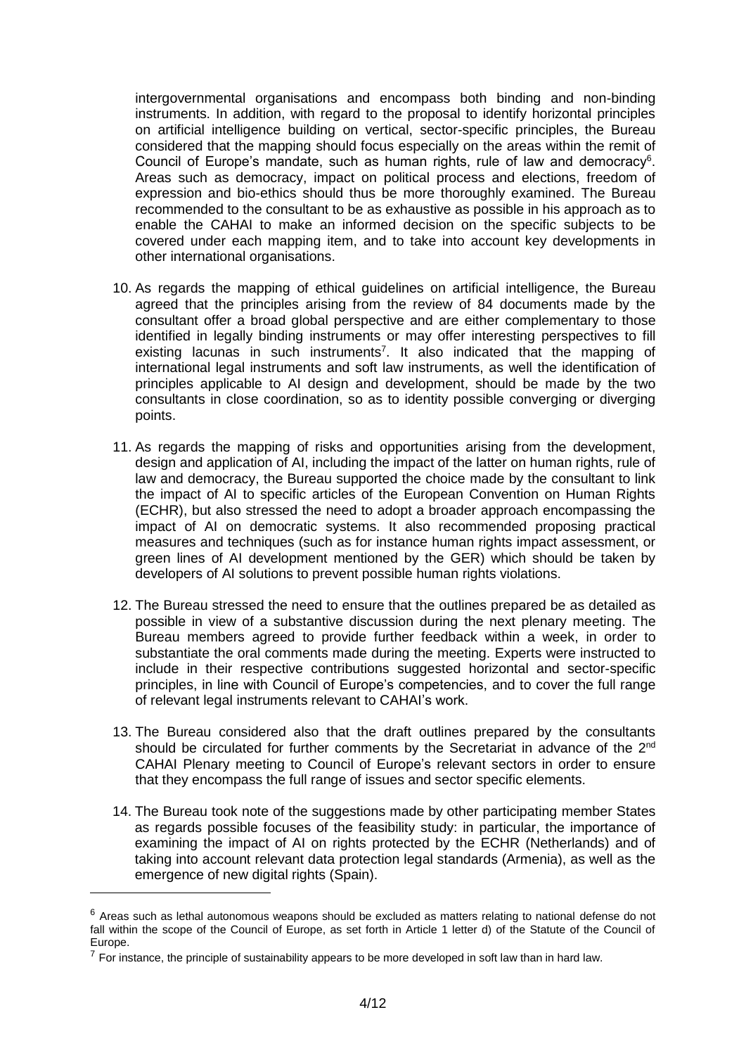intergovernmental organisations and encompass both binding and non-binding instruments. In addition, with regard to the proposal to identify horizontal principles on artificial intelligence building on vertical, sector-specific principles, the Bureau considered that the mapping should focus especially on the areas within the remit of Council of Europe's mandate, such as human rights, rule of law and democracy[6]. Areas such as democracy, impact on political process and elections, freedom of expression and bio-ethics should thus be more thoroughly examined. The Bureau recommended to the consultant to be as exhaustive as possible in his approach as to enable the CAHAI to make an informed decision on the specific subjects to be covered under each mapping item, and to take into account key developments in other international organisations.

10. As regards the mapping of ethical guidelines on artificial intelligence, the Bureau agreed that the principles arising from the review of 84 documents made by the consultant offer a broad global perspective and are either complementary to those identified in legally binding instruments or may offer interesting perspectives to fill existing lacunas in such instruments[7]. It also indicated that the mapping of international legal instruments and soft law instruments, as well the identification of principles applicable to AI design and development, should be made by the two consultants in close coordination, so as to identity possible converging or diverging points.

11. As regards the mapping of risks and opportunities arising from the development, design and application of AI, including the impact of the latter on human rights, rule of law and democracy, the Bureau supported the choice made by the consultant to link the impact of AI to specific articles of the European Convention on Human Rights (ECHR), but also stressed the need to adopt a broader approach encompassing the impact of AI on democratic systems. It also recommended proposing practical measures and techniques (such as for instance human rights impact assessment, or green lines of AI development mentioned by the GER) which should be taken by developers of AI solutions to prevent possible human rights violations.

12. The Bureau stressed the need to ensure that the outlines prepared be as detailed as possible in view of a substantive discussion during the next plenary meeting. The Bureau members agreed to provide further feedback within a week, in order to substantiate the oral comments made during the meeting. Experts were instructed to include in their respective contributions suggested horizontal and sector-specific principles, in line with Council of Europe's competencies, and to cover the full range of relevant legal instruments relevant to CAHAI's work.

13. The Bureau considered also that the draft outlines prepared by the consultants should be circulated for further comments by the Secretariat in advance of the 2nd CAHAI Plenary meeting to Council of Europe's relevant sectors in order to ensure that they encompass the full range of issues and sector specific elements.

14. The Bureau took note of the suggestions made by other participating member States as regards possible focuses of the feasibility study: in particular, the importance of examining the impact of AI on rights protected by the ECHR (Netherlands) and of taking into account relevant data protection legal standards (Armenia), as well as the emergence of new digital rights (Spain).

---

[6] Areas such as lethal autonomous weapons should be excluded as matters relating to national defense do not fall within the scope of the Council of Europe, as set forth in Article 1 letter d) of the Statute of the Council of Europe.

[7] For instance, the principle of sustainability appears to be more developed in soft law than in hard law.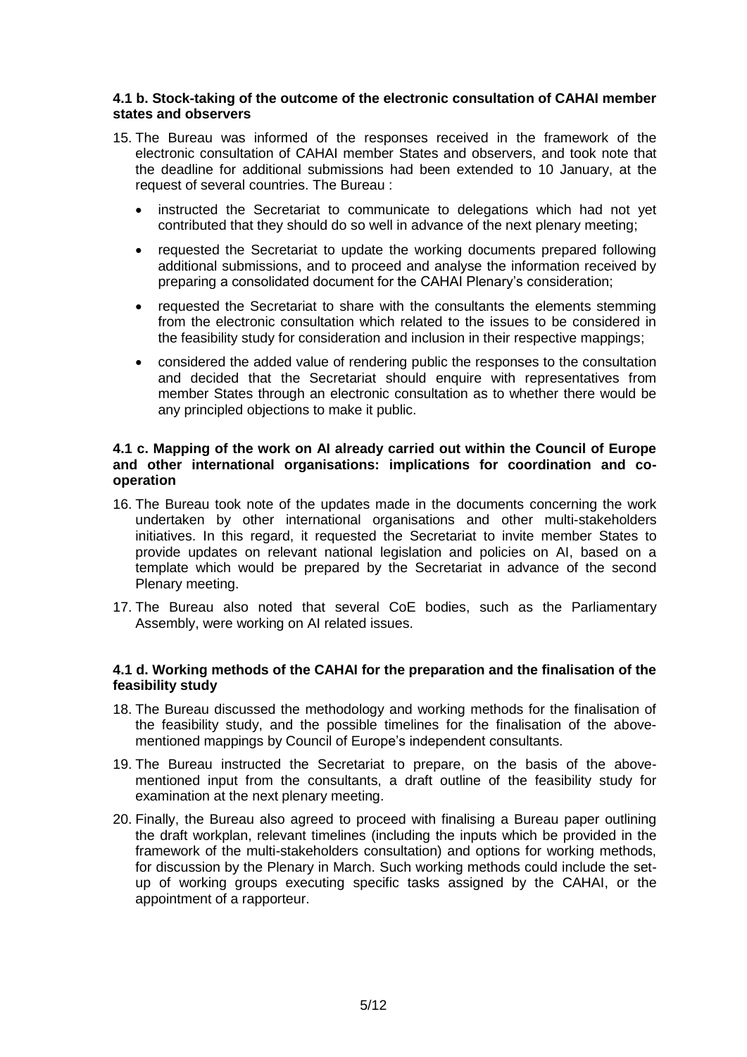#### 4.1 b. Stock-taking of the outcome of the electronic consultation of CAHAI member states and observers

15. The Bureau was informed of the responses received in the framework of the electronic consultation of CAHAI member States and observers, and took note that the deadline for additional submissions had been extended to 10 January, at the request of several countries. The Bureau :

    - instructed the Secretariat to communicate to delegations which had not yet contributed that they should do so well in advance of the next plenary meeting;
    - requested the Secretariat to update the working documents prepared following additional submissions, and to proceed and analyse the information received by preparing a consolidated document for the CAHAI Plenary's consideration;
    - requested the Secretariat to share with the consultants the elements stemming from the electronic consultation which related to the issues to be considered in the feasibility study for consideration and inclusion in their respective mappings;
    - considered the added value of rendering public the responses to the consultation and decided that the Secretariat should enquire with representatives from member States through an electronic consultation as to whether there would be any principled objections to make it public.

#### 4.1 c. Mapping of the work on AI already carried out within the Council of Europe and other international organisations: implications for coordination and co-operation

16. The Bureau took note of the updates made in the documents concerning the work undertaken by other international organisations and other multi-stakeholders initiatives. In this regard, it requested the Secretariat to invite member States to provide updates on relevant national legislation and policies on AI, based on a template which would be prepared by the Secretariat in advance of the second Plenary meeting.

17. The Bureau also noted that several CoE bodies, such as the Parliamentary Assembly, were working on AI related issues.

#### 4.1 d. Working methods of the CAHAI for the preparation and the finalisation of the feasibility study

18. The Bureau discussed the methodology and working methods for the finalisation of the feasibility study, and the possible timelines for the finalisation of the above-mentioned mappings by Council of Europe's independent consultants.

19. The Bureau instructed the Secretariat to prepare, on the basis of the above-mentioned input from the consultants, a draft outline of the feasibility study for examination at the next plenary meeting.

20. Finally, the Bureau also agreed to proceed with finalising a Bureau paper outlining the draft workplan, relevant timelines (including the inputs which be provided in the framework of the multi-stakeholders consultation) and options for working methods, for discussion by the Plenary in March. Such working methods could include the set-up of working groups executing specific tasks assigned by the CAHAI, or the appointment of a rapporteur.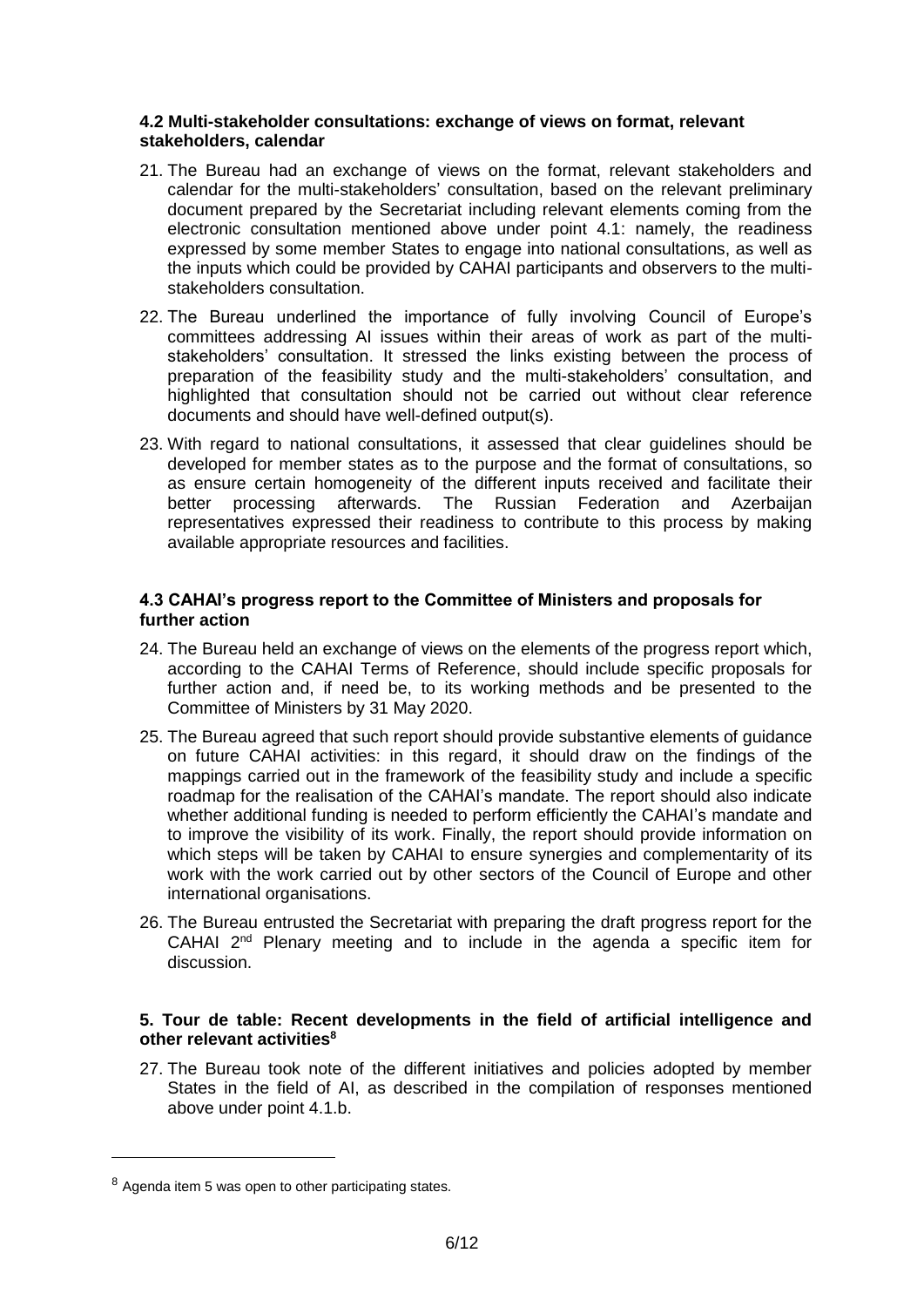#### 4.2 Multi-stakeholder consultations: exchange of views on format, relevant stakeholders, calendar

21. The Bureau had an exchange of views on the format, relevant stakeholders and calendar for the multi-stakeholders' consultation, based on the relevant preliminary document prepared by the Secretariat including relevant elements coming from the electronic consultation mentioned above under point 4.1: namely, the readiness expressed by some member States to engage into national consultations, as well as the inputs which could be provided by CAHAI participants and observers to the multi-stakeholders consultation.

22. The Bureau underlined the importance of fully involving Council of Europe's committees addressing AI issues within their areas of work as part of the multi-stakeholders' consultation. It stressed the links existing between the process of preparation of the feasibility study and the multi-stakeholders' consultation, and highlighted that consultation should not be carried out without clear reference documents and should have well-defined output(s).

23. With regard to national consultations, it assessed that clear guidelines should be developed for member states as to the purpose and the format of consultations, so as ensure certain homogeneity of the different inputs received and facilitate their better processing afterwards. The Russian Federation and Azerbaijan representatives expressed their readiness to contribute to this process by making available appropriate resources and facilities.

#### 4.3 CAHAI's progress report to the Committee of Ministers and proposals for further action

24. The Bureau held an exchange of views on the elements of the progress report which, according to the CAHAI Terms of Reference, should include specific proposals for further action and, if need be, to its working methods and be presented to the Committee of Ministers by 31 May 2020.

25. The Bureau agreed that such report should provide substantive elements of guidance on future CAHAI activities: in this regard, it should draw on the findings of the mappings carried out in the framework of the feasibility study and include a specific roadmap for the realisation of the CAHAI's mandate. The report should also indicate whether additional funding is needed to perform efficiently the CAHAI's mandate and to improve the visibility of its work. Finally, the report should provide information on which steps will be taken by CAHAI to ensure synergies and complementarity of its work with the work carried out by other sectors of the Council of Europe and other international organisations.

26. The Bureau entrusted the Secretariat with preparing the draft progress report for the CAHAI 2nd Plenary meeting and to include in the agenda a specific item for discussion.

### 5. Tour de table: Recent developments in the field of artificial intelligence and other relevant activities[8]

27. The Bureau took note of the different initiatives and policies adopted by member States in the field of AI, as described in the compilation of responses mentioned above under point 4.1.b.

---

[8] Agenda item 5 was open to other participating states.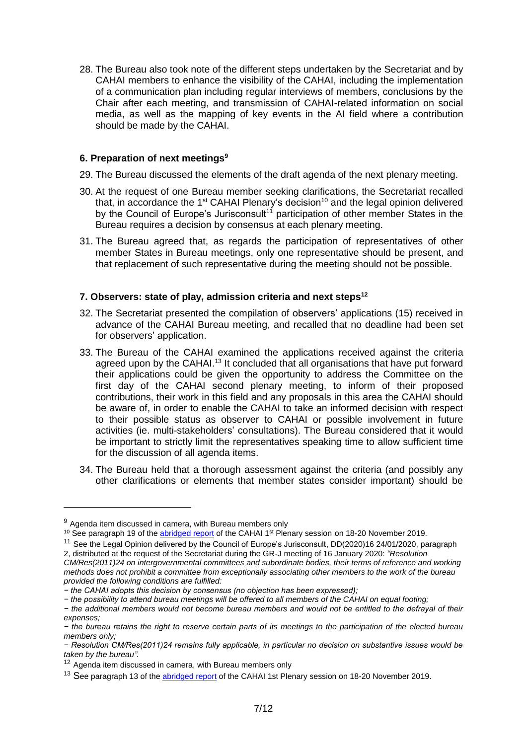28. The Bureau also took note of the different steps undertaken by the Secretariat and by CAHAI members to enhance the visibility of the CAHAI, including the implementation of a communication plan including regular interviews of members, conclusions by the Chair after each meeting, and transmission of CAHAI-related information on social media, as well as the mapping of key events in the AI field where a contribution should be made by the CAHAI.

### 6. Preparation of next meetings[9]

29. The Bureau discussed the elements of the draft agenda of the next plenary meeting.

30. At the request of one Bureau member seeking clarifications, the Secretariat recalled that, in accordance the 1st CAHAI Plenary's decision[10] and the legal opinion delivered by the Council of Europe's Jurisconsult[11] participation of other member States in the Bureau requires a decision by consensus at each plenary meeting.

31. The Bureau agreed that, as regards the participation of representatives of other member States in Bureau meetings, only one representative should be present, and that replacement of such representative during the meeting should not be possible.

### 7. Observers: state of play, admission criteria and next steps[12]

32. The Secretariat presented the compilation of observers' applications (15) received in advance of the CAHAI Bureau meeting, and recalled that no deadline had been set for observers' application.

33. The Bureau of the CAHAI examined the applications received against the criteria agreed upon by the CAHAI.[13] It concluded that all organisations that have put forward their applications could be given the opportunity to address the Committee on the first day of the CAHAI second plenary meeting, to inform of their proposed contributions, their work in this field and any proposals in this area the CAHAI should be aware of, in order to enable the CAHAI to take an informed decision with respect to their possible status as observer to CAHAI or possible involvement in future activities (ie. multi-stakeholders' consultations). The Bureau considered that it would be important to strictly limit the representatives speaking time to allow sufficient time for the discussion of all agenda items.

34. The Bureau held that a thorough assessment against the criteria (and possibly any other clarifications or elements that member states consider important) should be

---

[9] Agenda item discussed in camera, with Bureau members only

[10] See paragraph 19 of the abridged report of the CAHAI 1st Plenary session on 18-20 November 2019.

[11] See the Legal Opinion delivered by the Council of Europe's Jurisconsult, DD(2020)16 24/01/2020, paragraph 2, distributed at the request of the Secretariat during the GR-J meeting of 16 January 2020: *"Resolution CM/Res(2011)24 on intergovernmental committees and subordinate bodies, their terms of reference and working methods does not prohibit a committee from exceptionally associating other members to the work of the bureau provided the following conditions are fulfilled:*

*− the CAHAI adopts this decision by consensus (no objection has been expressed);*

*− the possibility to attend bureau meetings will be offered to all members of the CAHAI on equal footing;*

*− the additional members would not become bureau members and would not be entitled to the defrayal of their expenses;*

*− the bureau retains the right to reserve certain parts of its meetings to the participation of the elected bureau members only;*

*− Resolution CM/Res(2011)24 remains fully applicable, in particular no decision on substantive issues would be taken by the bureau".*

[12] Agenda item discussed in camera, with Bureau members only

[13] See paragraph 13 of the abridged report of the CAHAI 1st Plenary session on 18-20 November 2019.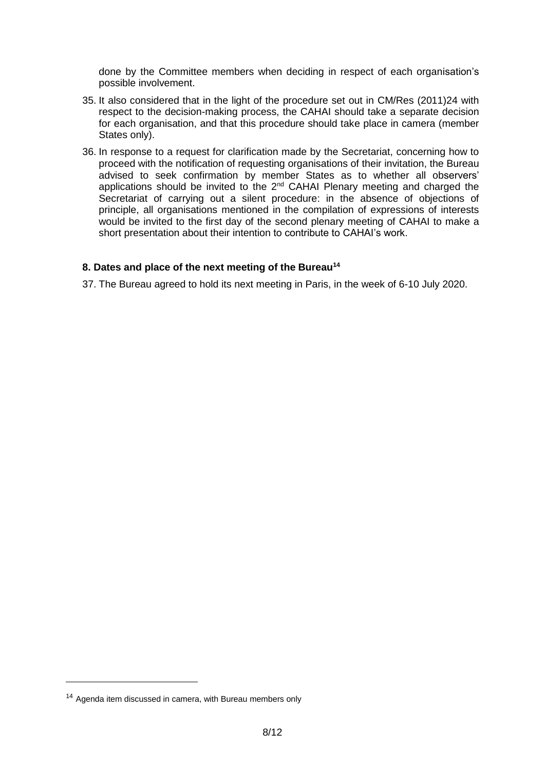done by the Committee members when deciding in respect of each organisation's possible involvement.

35. It also considered that in the light of the procedure set out in CM/Res (2011)24 with respect to the decision-making process, the CAHAI should take a separate decision for each organisation, and that this procedure should take place in camera (member States only).

36. In response to a request for clarification made by the Secretariat, concerning how to proceed with the notification of requesting organisations of their invitation, the Bureau advised to seek confirmation by member States as to whether all observers' applications should be invited to the 2nd CAHAI Plenary meeting and charged the Secretariat of carrying out a silent procedure: in the absence of objections of principle, all organisations mentioned in the compilation of expressions of interests would be invited to the first day of the second plenary meeting of CAHAI to make a short presentation about their intention to contribute to CAHAI's work.

### 8. Dates and place of the next meeting of the Bureau[14]

37. The Bureau agreed to hold its next meeting in Paris, in the week of 6-10 July 2020.

---

[14] Agenda item discussed in camera, with Bureau members only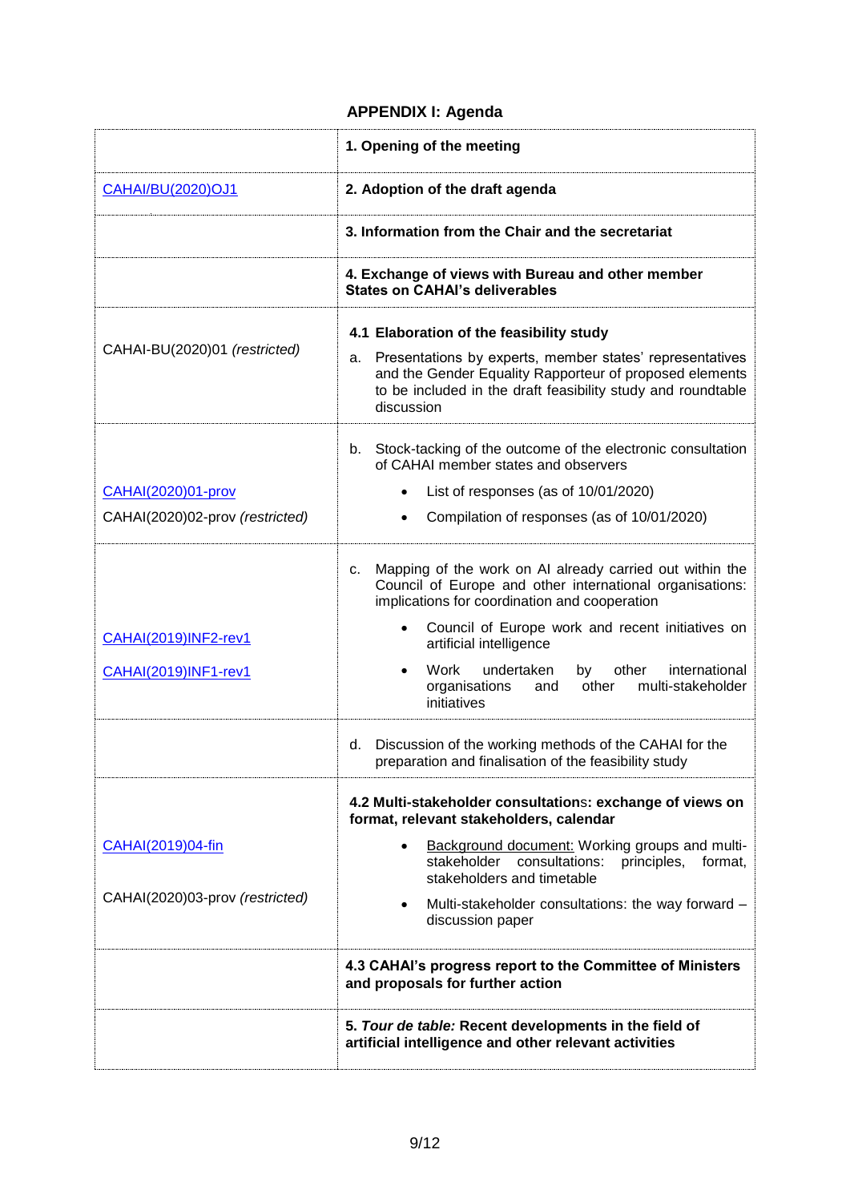## APPENDIX I: Agenda

| | |
|---|---|
| | **1. Opening of the meeting** |
| CAHAI/BU(2020)OJ1 | **2. Adoption of the draft agenda** |
| | **3. Information from the Chair and the secretariat** |
| | **4. Exchange of views with Bureau and other member States on CAHAI's deliverables** |
| CAHAI-BU(2020)01 *(restricted)* | **4.1 Elaboration of the feasibility study**<br>a. Presentations by experts, member states' representatives and the Gender Equality Rapporteur of proposed elements to be included in the draft feasibility study and roundtable discussion |
| CAHAI(2020)01-prov<br>CAHAI(2020)02-prov *(restricted)* | b. Stock-tacking of the outcome of the electronic consultation of CAHAI member states and observers<br>• List of responses (as of 10/01/2020)<br>• Compilation of responses (as of 10/01/2020) |
| CAHAI(2019)INF2-rev1<br>CAHAI(2019)INF1-rev1 | c. Mapping of the work on AI already carried out within the Council of Europe and other international organisations: implications for coordination and cooperation<br>• Council of Europe work and recent initiatives on artificial intelligence<br>• Work undertaken by other international organisations and other multi-stakeholder initiatives |
| | d. Discussion of the working methods of the CAHAI for the preparation and finalisation of the feasibility study |
| CAHAI(2019)04-fin<br>CAHAI(2020)03-prov *(restricted)* | **4.2 Multi-stakeholder consultations: exchange of views on format, relevant stakeholders, calendar**<br>• Background document: Working groups and multi-stakeholder consultations: principles, format, stakeholders and timetable<br>• Multi-stakeholder consultations: the way forward – discussion paper |
| | **4.3 CAHAI's progress report to the Committee of Ministers and proposals for further action** |
| | **5. *Tour de table:* Recent developments in the field of artificial intelligence and other relevant activities** |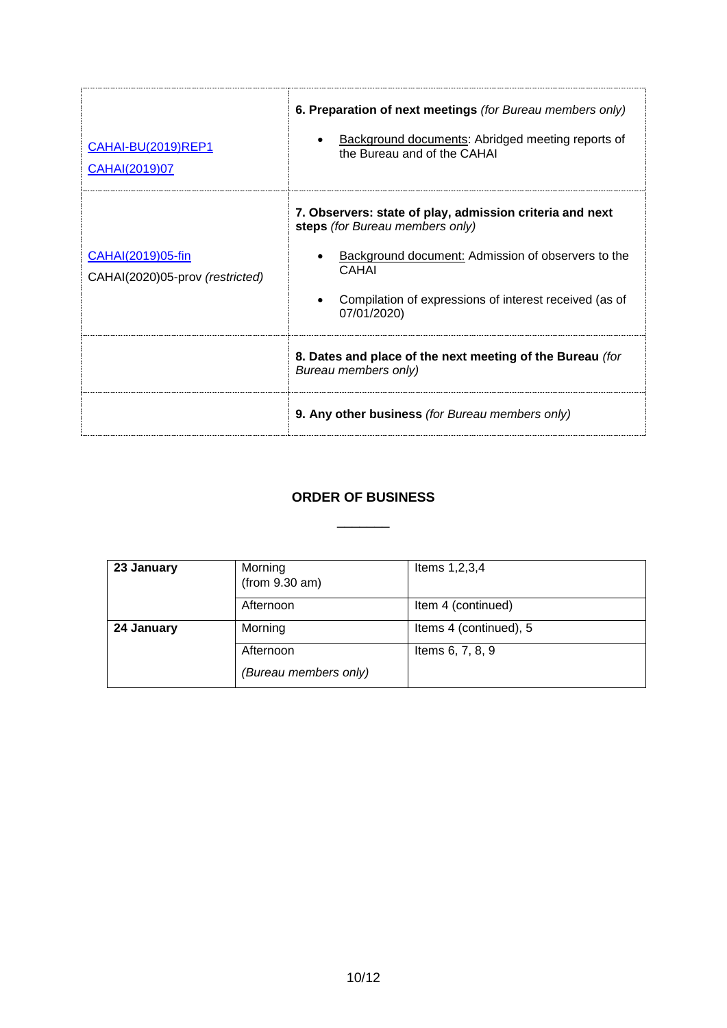| | |
|---|---|
| CAHAI-BU(2019)REP1<br>CAHAI(2019)07 | **6. Preparation of next meetings** *(for Bureau members only)*<br>• Background documents: Abridged meeting reports of the Bureau and of the CAHAI |
| CAHAI(2019)05-fin<br>CAHAI(2020)05-prov *(restricted)* | **7. Observers: state of play, admission criteria and next steps** *(for Bureau members only)*<br>• Background document: Admission of observers to the CAHAI<br>• Compilation of expressions of interest received (as of 07/01/2020) |
| | **8. Dates and place of the next meeting of the Bureau** *(for Bureau members only)* |
| | **9. Any other business** *(for Bureau members only)* |

## ORDER OF BUSINESS

________

| | | |
|---|---|---|
| **23 January** | Morning<br>(from 9.30 am) | Items 1,2,3,4 |
| | Afternoon | Item 4 (continued) |
| **24 January** | Morning | Items 4 (continued), 5 |
| | Afternoon<br>*(Bureau members only)* | Items 6, 7, 8, 9 |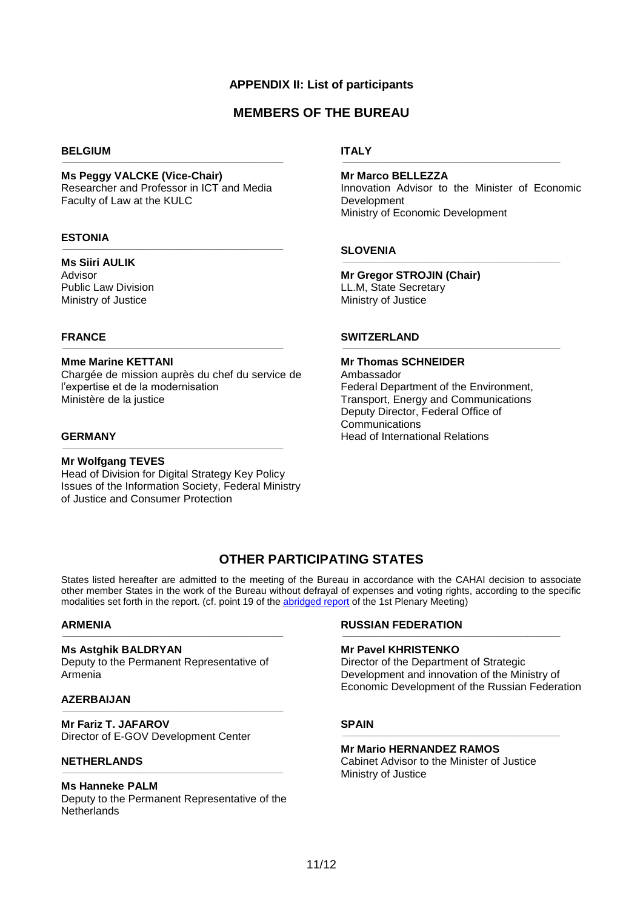## APPENDIX II: List of participants

## MEMBERS OF THE BUREAU

### BELGIUM

**Ms Peggy VALCKE (Vice-Chair)**
Researcher and Professor in ICT and Media
Faculty of Law at the KULC

### ESTONIA

**Ms Siiri AULIK**
Advisor
Public Law Division
Ministry of Justice

### FRANCE

**Mme Marine KETTANI**
Chargée de mission auprès du chef du service de l'expertise et de la modernisation
Ministère de la justice

### GERMANY

**Mr Wolfgang TEVES**
Head of Division for Digital Strategy Key Policy Issues of the Information Society, Federal Ministry of Justice and Consumer Protection

### ITALY

**Mr Marco BELLEZZA**
Innovation Advisor to the Minister of Economic Development
Ministry of Economic Development

### SLOVENIA

**Mr Gregor STROJIN (Chair)**
LL.M, State Secretary
Ministry of Justice

### SWITZERLAND

**Mr Thomas SCHNEIDER**
Ambassador
Federal Department of the Environment, Transport, Energy and Communications
Deputy Director, Federal Office of Communications
Head of International Relations

## OTHER PARTICIPATING STATES

States listed hereafter are admitted to the meeting of the Bureau in accordance with the CAHAI decision to associate other member States in the work of the Bureau without defrayal of expenses and voting rights, according to the specific modalities set forth in the report. (cf. point 19 of the abridged report of the 1st Plenary Meeting)

### ARMENIA

**Ms Astghik BALDRYAN**
Deputy to the Permanent Representative of Armenia

### AZERBAIJAN

**Mr Fariz T. JAFAROV**
Director of E-GOV Development Center

### NETHERLANDS

**Ms Hanneke PALM**
Deputy to the Permanent Representative of the Netherlands

### RUSSIAN FEDERATION

**Mr Pavel KHRISTENKO**
Director of the Department of Strategic Development and innovation of the Ministry of Economic Development of the Russian Federation

### SPAIN

**Mr Mario HERNANDEZ RAMOS**
Cabinet Advisor to the Minister of Justice
Ministry of Justice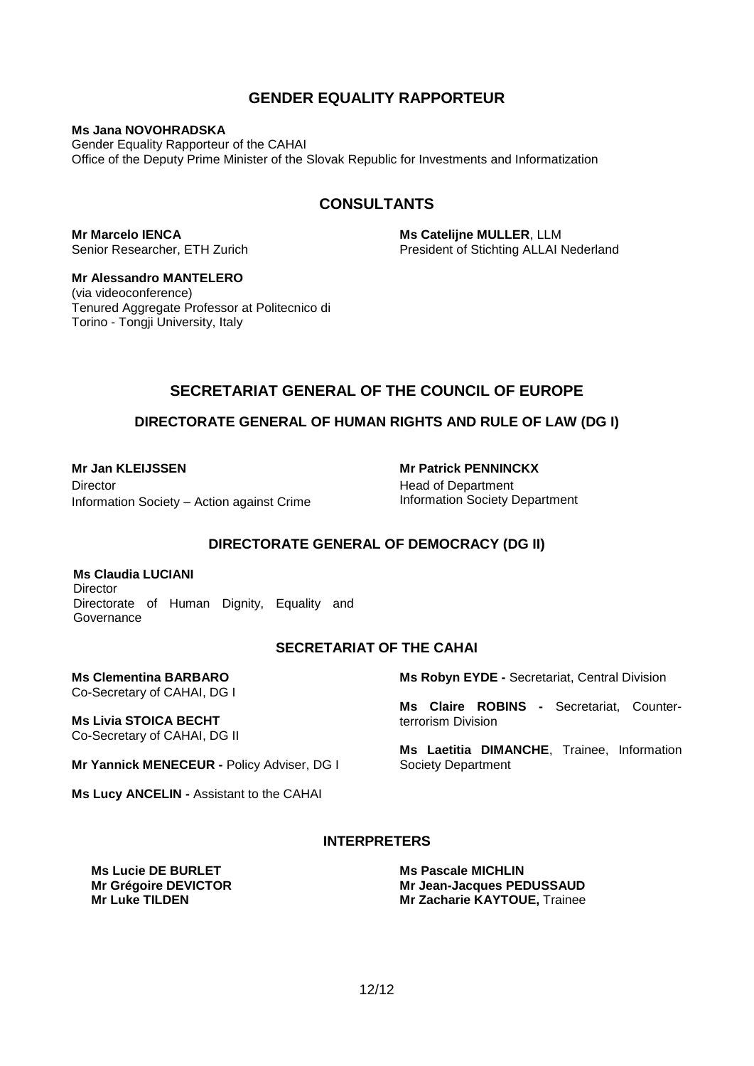## GENDER EQUALITY RAPPORTEUR

**Ms Jana NOVOHRADSKA**
Gender Equality Rapporteur of the CAHAI
Office of the Deputy Prime Minister of the Slovak Republic for Investments and Informatization

## CONSULTANTS

**Mr Marcelo IENCA**
Senior Researcher, ETH Zurich

**Mr Alessandro MANTELERO**
(via videoconference)
Tenured Aggregate Professor at Politecnico di Torino - Tongji University, Italy

**Ms Catelijne MULLER**, LLM
President of Stichting ALLAI Nederland

## SECRETARIAT GENERAL OF THE COUNCIL OF EUROPE

### DIRECTORATE GENERAL OF HUMAN RIGHTS AND RULE OF LAW (DG I)

**Mr Jan KLEIJSSEN**
Director
Information Society – Action against Crime

**Mr Patrick PENNINCKX**
Head of Department
Information Society Department

### DIRECTORATE GENERAL OF DEMOCRACY (DG II)

**Ms Claudia LUCIANI**
Director
Directorate of Human Dignity, Equality and Governance

### SECRETARIAT OF THE CAHAI

**Ms Clementina BARBARO**
Co-Secretary of CAHAI, DG I

**Ms Livia STOICA BECHT**
Co-Secretary of CAHAI, DG II

**Mr Yannick MENECEUR -** Policy Adviser, DG I

**Ms Lucy ANCELIN -** Assistant to the CAHAI

**Ms Robyn EYDE -** Secretariat, Central Division

**Ms Claire ROBINS -** Secretariat, Counter-terrorism Division

**Ms Laetitia DIMANCHE**, Trainee, Information Society Department

### INTERPRETERS

**Ms Lucie DE BURLET**
**Mr Grégoire DEVICTOR**
**Mr Luke TILDEN**

**Ms Pascale MICHLIN**
**Mr Jean-Jacques PEDUSSAUD**
**Mr Zacharie KAYTOUE,** Trainee